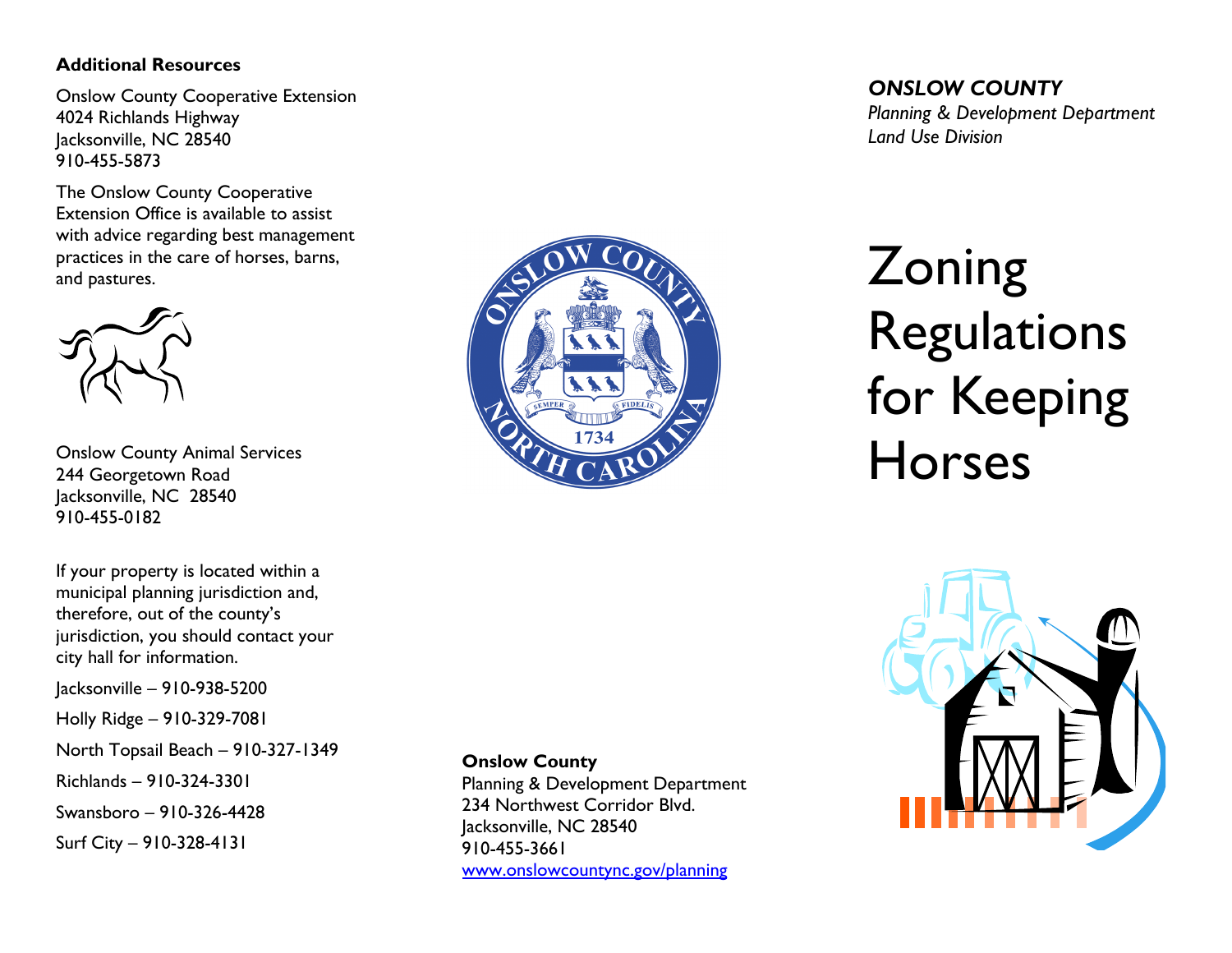**Additional Resources**

Onslow County Cooperative Extension
4024 Richlands Highway
Jacksonville, NC 28540
910-455-5873

The Onslow County Cooperative Extension Office is available to assist with advice regarding best management practices in the care of horses, barns, and pastures.

Onslow County Animal Services
244 Georgetown Road
Jacksonville, NC 28540
910-455-0182

If your property is located within a municipal planning jurisdiction and, therefore, out of the county's jurisdiction, you should contact your city hall for information.

Jacksonville – 910-938-5200

Holly Ridge – 910-329-7081

North Topsail Beach – 910-327-1349

Richlands – 910-324-3301

Swansboro – 910-326-4428

Surf City – 910-328-4131

**Onslow County**
Planning & Development Department
234 Northwest Corridor Blvd.
Jacksonville, NC 28540
910-455-3661
[www.onslowcountync.gov/planning](www.onslowcountync.gov/planning)

***ONSLOW COUNTY***
*Planning & Development Department*
*Land Use Division*

# Zoning Regulations for Keeping Horses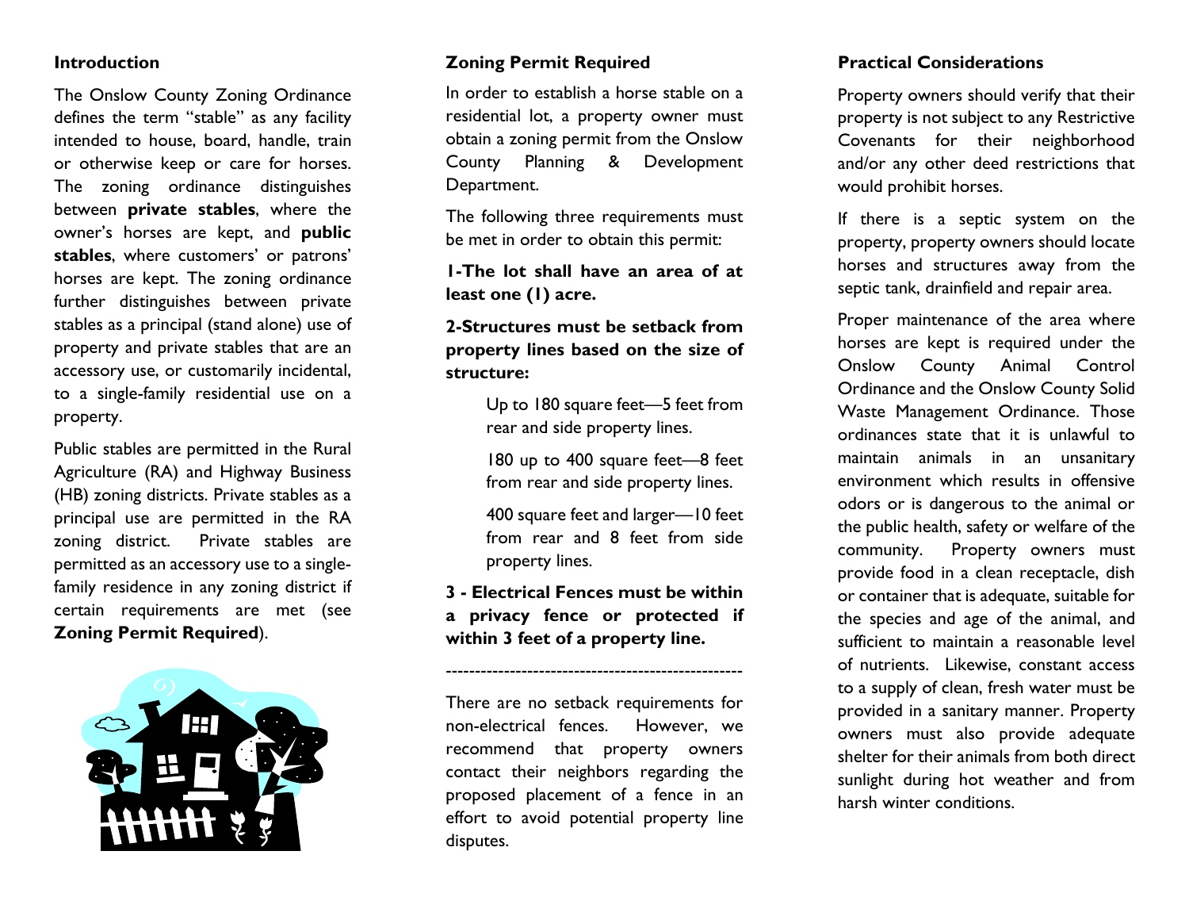## Introduction

The Onslow County Zoning Ordinance defines the term "stable" as any facility intended to house, board, handle, train or otherwise keep or care for horses. The zoning ordinance distinguishes between **private stables**, where the owner's horses are kept, and **public stables**, where customers' or patrons' horses are kept. The zoning ordinance further distinguishes between private stables as a principal (stand alone) use of property and private stables that are an accessory use, or customarily incidental, to a single-family residential use on a property.

Public stables are permitted in the Rural Agriculture (RA) and Highway Business (HB) zoning districts. Private stables as a principal use are permitted in the RA zoning district. Private stables are permitted as an accessory use to a single-family residence in any zoning district if certain requirements are met (see **Zoning Permit Required**).

## Zoning Permit Required

In order to establish a horse stable on a residential lot, a property owner must obtain a zoning permit from the Onslow County Planning & Development Department.

The following three requirements must be met in order to obtain this permit:

**1-The lot shall have an area of at least one (1) acre.**

**2-Structures must be setback from property lines based on the size of structure:**

> Up to 180 square feet—5 feet from rear and side property lines.
>
> 180 up to 400 square feet—8 feet from rear and side property lines.
>
> 400 square feet and larger—10 feet from rear and 8 feet from side property lines.

**3 - Electrical Fences must be within a privacy fence or protected if within 3 feet of a property line.**

---

There are no setback requirements for non-electrical fences. However, we recommend that property owners contact their neighbors regarding the proposed placement of a fence in an effort to avoid potential property line disputes.

## Practical Considerations

Property owners should verify that their property is not subject to any Restrictive Covenants for their neighborhood and/or any other deed restrictions that would prohibit horses.

If there is a septic system on the property, property owners should locate horses and structures away from the septic tank, drainfield and repair area.

Proper maintenance of the area where horses are kept is required under the Onslow County Animal Control Ordinance and the Onslow County Solid Waste Management Ordinance. Those ordinances state that it is unlawful to maintain animals in an unsanitary environment which results in offensive odors or is dangerous to the animal or the public health, safety or welfare of the community. Property owners must provide food in a clean receptacle, dish or container that is adequate, suitable for the species and age of the animal, and sufficient to maintain a reasonable level of nutrients. Likewise, constant access to a supply of clean, fresh water must be provided in a sanitary manner. Property owners must also provide adequate shelter for their animals from both direct sunlight during hot weather and from harsh winter conditions.